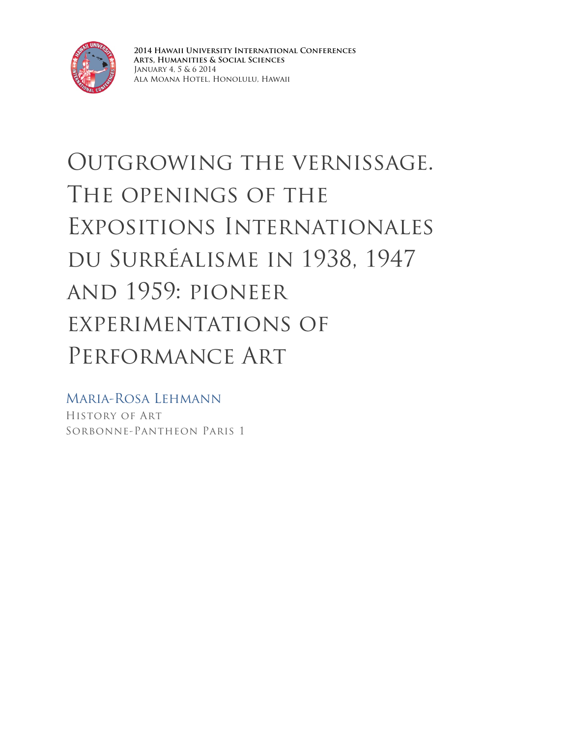2014 Hawaii University International Conferences
Arts, Humanities & Social Sciences
January 4, 5 & 6 2014
Ala Moana Hotel, Honolulu, Hawaii

# Outgrowing the vernissage. The openings of the Expositions Internationales du Surréalisme in 1938, 1947 and 1959: pioneer experimentations of Performance Art

Maria-Rosa Lehmann
History of Art
Sorbonne-Pantheon Paris 1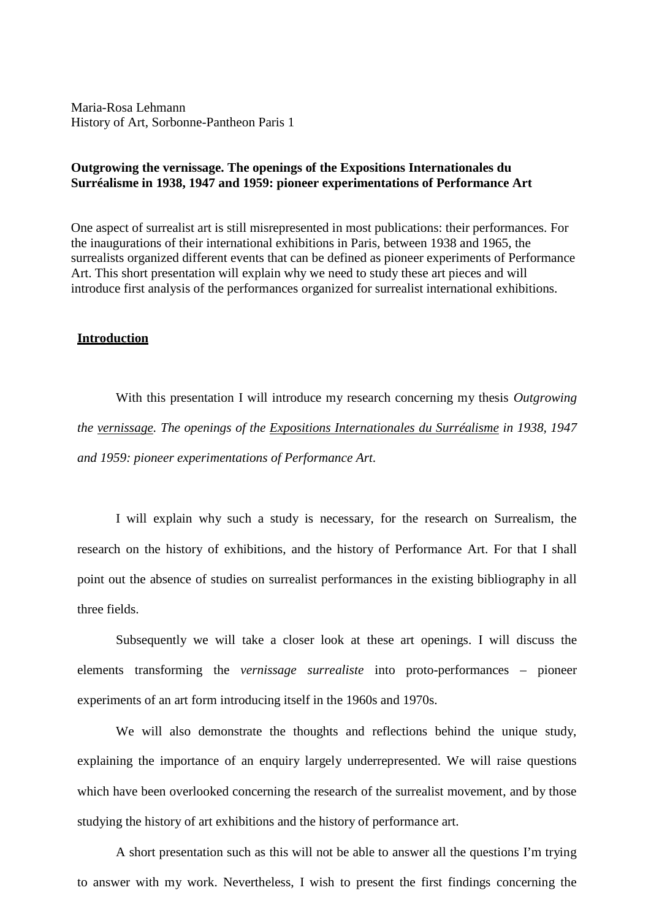Maria-Rosa Lehmann
History of Art, Sorbonne-Pantheon Paris 1

**Outgrowing the vernissage. The openings of the Expositions Internationales du Surréalisme in 1938, 1947 and 1959: pioneer experimentations of Performance Art**

One aspect of surrealist art is still misrepresented in most publications: their performances. For the inaugurations of their international exhibitions in Paris, between 1938 and 1965, the surrealists organized different events that can be defined as pioneer experiments of Performance Art. This short presentation will explain why we need to study these art pieces and will introduce first analysis of the performances organized for surrealist international exhibitions.

## Introduction

With this presentation I will introduce my research concerning my thesis *Outgrowing the vernissage. The openings of the Expositions Internationales du Surréalisme in 1938, 1947 and 1959: pioneer experimentations of Performance Art.*

I will explain why such a study is necessary, for the research on Surrealism, the research on the history of exhibitions, and the history of Performance Art. For that I shall point out the absence of studies on surrealist performances in the existing bibliography in all three fields.

Subsequently we will take a closer look at these art openings. I will discuss the elements transforming the *vernissage surrealiste* into proto-performances – pioneer experiments of an art form introducing itself in the 1960s and 1970s.

We will also demonstrate the thoughts and reflections behind the unique study, explaining the importance of an enquiry largely underrepresented. We will raise questions which have been overlooked concerning the research of the surrealist movement, and by those studying the history of art exhibitions and the history of performance art.

A short presentation such as this will not be able to answer all the questions I'm trying to answer with my work. Nevertheless, I wish to present the first findings concerning the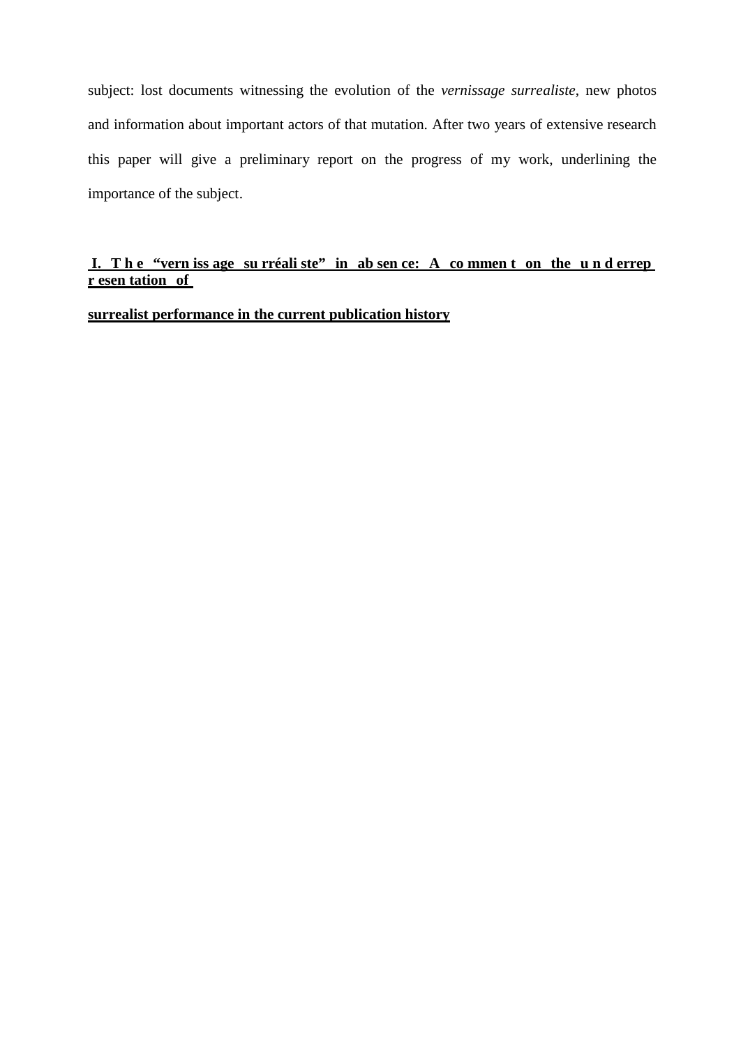subject: lost documents witnessing the evolution of the *vernissage surrealiste*, new photos and information about important actors of that mutation. After two years of extensive research this paper will give a preliminary report on the progress of my work, underlining the importance of the subject.

## I. The "vernissage surréaliste" in absence: A comment on the underrepresentation of surrealist performance in the current publication history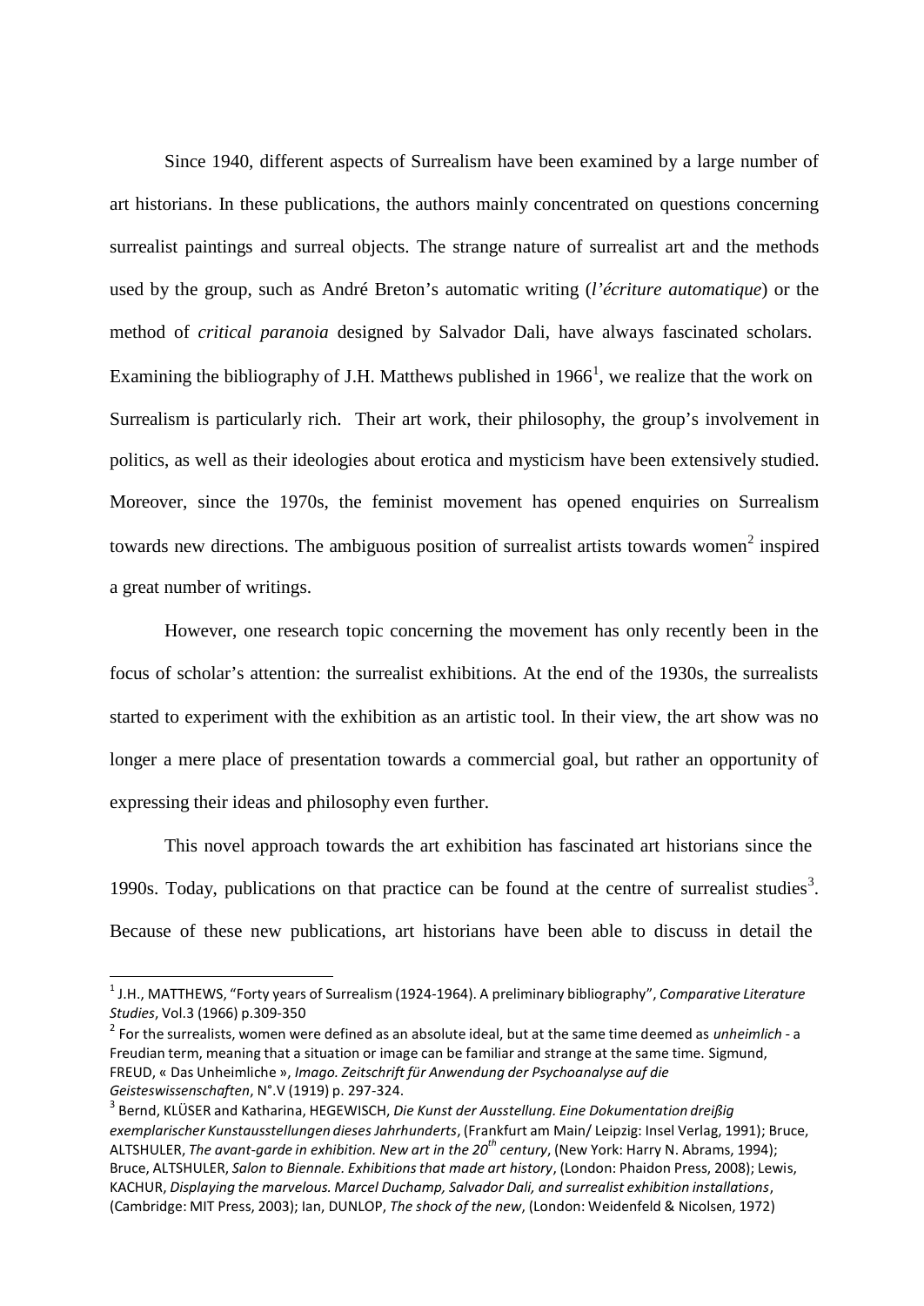Since 1940, different aspects of Surrealism have been examined by a large number of art historians. In these publications, the authors mainly concentrated on questions concerning surrealist paintings and surreal objects. The strange nature of surrealist art and the methods used by the group, such as André Breton's automatic writing (*l'écriture automatique*) or the method of *critical paranoia* designed by Salvador Dali, have always fascinated scholars. Examining the bibliography of J.H. Matthews published in 1966[1], we realize that the work on Surrealism is particularly rich. Their art work, their philosophy, the group's involvement in politics, as well as their ideologies about erotica and mysticism have been extensively studied. Moreover, since the 1970s, the feminist movement has opened enquiries on Surrealism towards new directions. The ambiguous position of surrealist artists towards women[2] inspired a great number of writings.

However, one research topic concerning the movement has only recently been in the focus of scholar's attention: the surrealist exhibitions. At the end of the 1930s, the surrealists started to experiment with the exhibition as an artistic tool. In their view, the art show was no longer a mere place of presentation towards a commercial goal, but rather an opportunity of expressing their ideas and philosophy even further.

This novel approach towards the art exhibition has fascinated art historians since the 1990s. Today, publications on that practice can be found at the centre of surrealist studies[3]. Because of these new publications, art historians have been able to discuss in detail the

---

[1] J.H., MATTHEWS, "Forty years of Surrealism (1924-1964). A preliminary bibliography", *Comparative Literature Studies*, Vol.3 (1966) p.309-350

[2] For the surrealists, women were defined as an absolute ideal, but at the same time deemed as *unheimlich* - a Freudian term, meaning that a situation or image can be familiar and strange at the same time. Sigmund, FREUD, « Das Unheimliche », *Imago. Zeitschrift für Anwendung der Psychoanalyse auf die Geisteswissenschaften*, N°.V (1919) p. 297-324.

[3] Bernd, KLÜSER and Katharina, HEGEWISCH, *Die Kunst der Ausstellung. Eine Dokumentation dreißig exemplarischer Kunstausstellungen dieses Jahrhunderts*, (Frankfurt am Main/ Leipzig: Insel Verlag, 1991); Bruce, ALTSHULER, *The avant-garde in exhibition. New art in the 20th century*, (New York: Harry N. Abrams, 1994); Bruce, ALTSHULER, *Salon to Biennale. Exhibitions that made art history*, (London: Phaidon Press, 2008); Lewis, KACHUR, *Displaying the marvelous. Marcel Duchamp, Salvador Dali, and surrealist exhibition installations*, (Cambridge: MIT Press, 2003); Ian, DUNLOP, *The shock of the new*, (London: Weidenfeld & Nicolsen, 1972)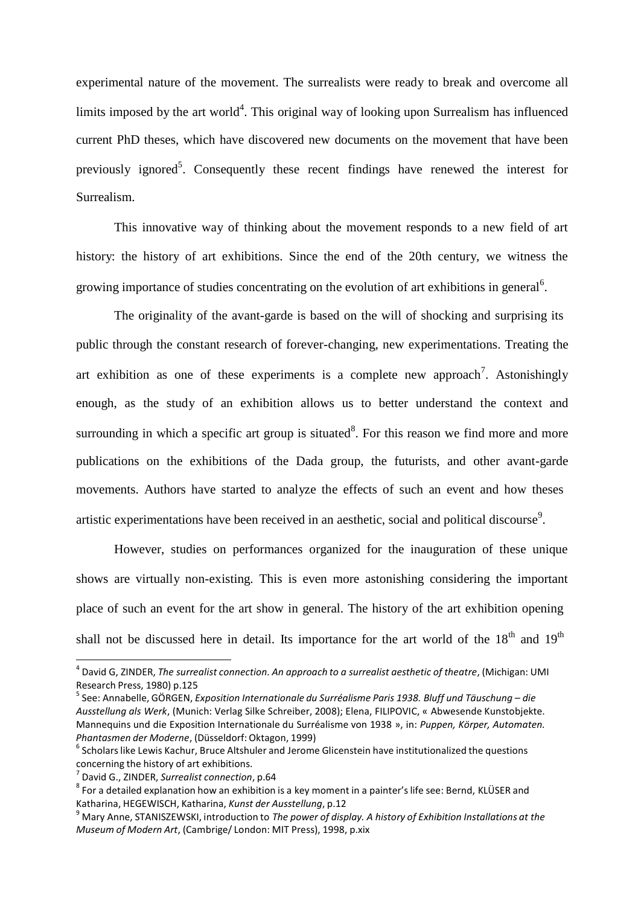experimental nature of the movement. The surrealists were ready to break and overcome all limits imposed by the art world[4]. This original way of looking upon Surrealism has influenced current PhD theses, which have discovered new documents on the movement that have been previously ignored[5]. Consequently these recent findings have renewed the interest for Surrealism.

This innovative way of thinking about the movement responds to a new field of art history: the history of art exhibitions. Since the end of the 20th century, we witness the growing importance of studies concentrating on the evolution of art exhibitions in general[6].

The originality of the avant-garde is based on the will of shocking and surprising its public through the constant research of forever-changing, new experimentations. Treating the art exhibition as one of these experiments is a complete new approach[7]. Astonishingly enough, as the study of an exhibition allows us to better understand the context and surrounding in which a specific art group is situated[8]. For this reason we find more and more publications on the exhibitions of the Dada group, the futurists, and other avant-garde movements. Authors have started to analyze the effects of such an event and how theses artistic experimentations have been received in an aesthetic, social and political discourse[9].

However, studies on performances organized for the inauguration of these unique shows are virtually non-existing. This is even more astonishing considering the important place of such an event for the art show in general. The history of the art exhibition opening shall not be discussed here in detail. Its importance for the art world of the 18th and 19th

---

[4] David G, ZINDER, *The surrealist connection. An approach to a surrealist aesthetic of theatre*, (Michigan: UMI Research Press, 1980) p.125

[5] See: Annabelle, GÖRGEN, *Exposition Internationale du Surréalisme Paris 1938. Bluff und Täuschung – die Ausstellung als Werk*, (Munich: Verlag Silke Schreiber, 2008); Elena, FILIPOVIC, « Abwesende Kunstobjekte. Mannequins und die Exposition Internationale du Surréalisme von 1938 », in: *Puppen, Körper, Automaten. Phantasmen der Moderne*, (Düsseldorf: Oktagon, 1999)

[6] Scholars like Lewis Kachur, Bruce Altshuler and Jerome Glicenstein have institutionalized the questions concerning the history of art exhibitions.

[7] David G., ZINDER, *Surrealist connection*, p.64

[8] For a detailed explanation how an exhibition is a key moment in a painter's life see: Bernd, KLÜSER and Katharina, HEGEWISCH, Katharina, *Kunst der Ausstellung*, p.12

[9] Mary Anne, STANISZEWSKI, introduction to *The power of display. A history of Exhibition Installations at the Museum of Modern Art*, (Cambrige/ London: MIT Press), 1998, p.xix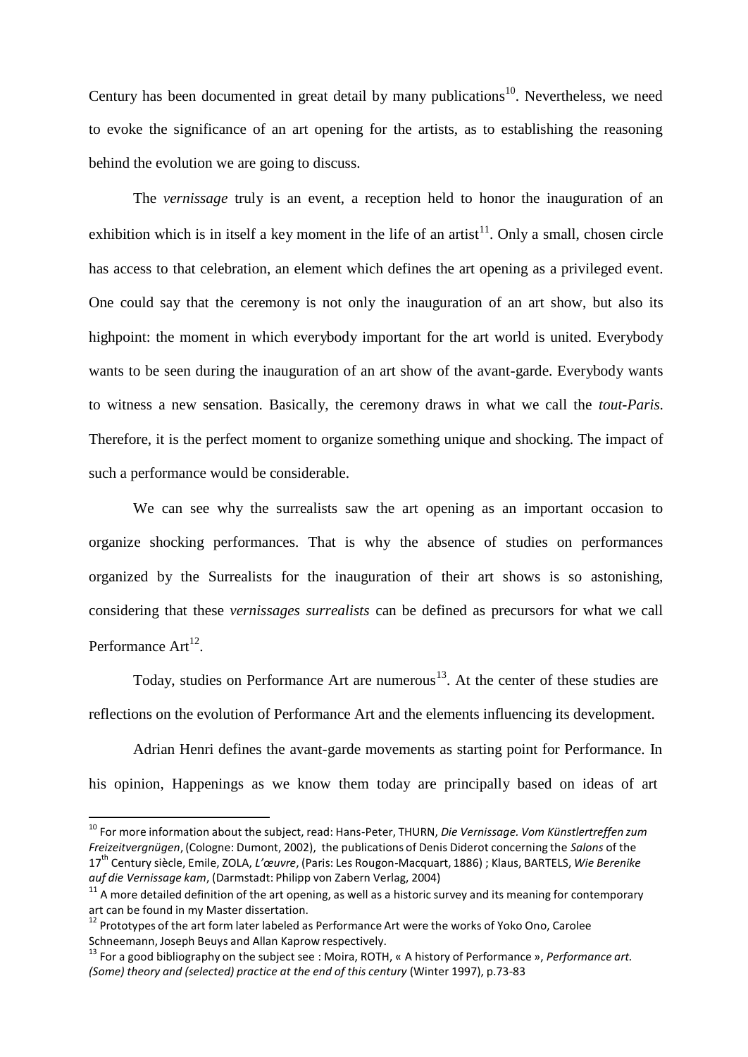Century has been documented in great detail by many publications[10]. Nevertheless, we need to evoke the significance of an art opening for the artists, as to establishing the reasoning behind the evolution we are going to discuss.

The *vernissage* truly is an event, a reception held to honor the inauguration of an exhibition which is in itself a key moment in the life of an artist[11]. Only a small, chosen circle has access to that celebration, an element which defines the art opening as a privileged event. One could say that the ceremony is not only the inauguration of an art show, but also its highpoint: the moment in which everybody important for the art world is united. Everybody wants to be seen during the inauguration of an art show of the avant-garde. Everybody wants to witness a new sensation. Basically, the ceremony draws in what we call the *tout-Paris*. Therefore, it is the perfect moment to organize something unique and shocking. The impact of such a performance would be considerable.

We can see why the surrealists saw the art opening as an important occasion to organize shocking performances. That is why the absence of studies on performances organized by the Surrealists for the inauguration of their art shows is so astonishing, considering that these *vernissages surrealists* can be defined as precursors for what we call Performance Art[12].

Today, studies on Performance Art are numerous[13]. At the center of these studies are reflections on the evolution of Performance Art and the elements influencing its development.

Adrian Henri defines the avant-garde movements as starting point for Performance. In his opinion, Happenings as we know them today are principally based on ideas of art

---

[10] For more information about the subject, read: Hans-Peter, THURN, *Die Vernissage. Vom Künstlertreffen zum Freizeitvergnügen*, (Cologne: Dumont, 2002), the publications of Denis Diderot concerning the *Salons* of the 17th Century siècle, Emile, ZOLA, *L'œuvre*, (Paris: Les Rougon-Macquart, 1886) ; Klaus, BARTELS, *Wie Berenike auf die Vernissage kam*, (Darmstadt: Philipp von Zabern Verlag, 2004)

[11] A more detailed definition of the art opening, as well as a historic survey and its meaning for contemporary art can be found in my Master dissertation.

[12] Prototypes of the art form later labeled as Performance Art were the works of Yoko Ono, Carolee Schneemann, Joseph Beuys and Allan Kaprow respectively.

[13] For a good bibliography on the subject see : Moira, ROTH, « A history of Performance », *Performance art. (Some) theory and (selected) practice at the end of this century* (Winter 1997), p.73-83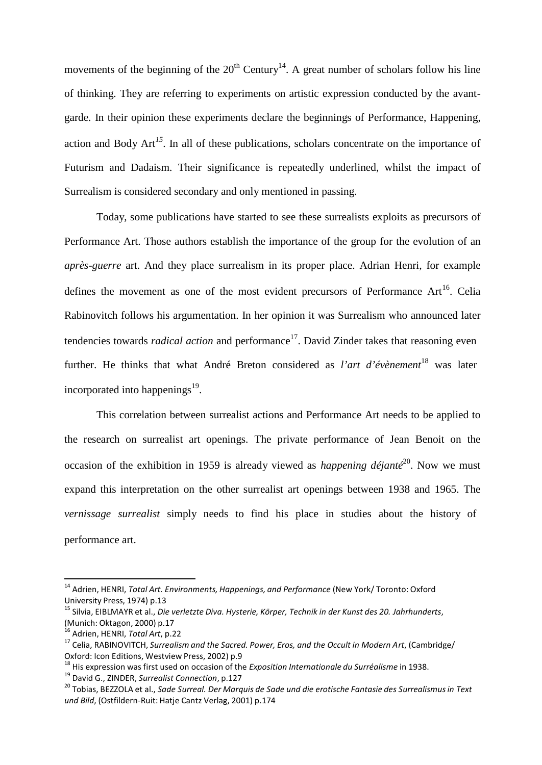movements of the beginning of the 20th Century[14]. A great number of scholars follow his line of thinking. They are referring to experiments on artistic expression conducted by the avant-garde. In their opinion these experiments declare the beginnings of Performance, Happening, action and Body Art[15]. In all of these publications, scholars concentrate on the importance of Futurism and Dadaism. Their significance is repeatedly underlined, whilst the impact of Surrealism is considered secondary and only mentioned in passing.

Today, some publications have started to see these surrealists exploits as precursors of Performance Art. Those authors establish the importance of the group for the evolution of an *après-guerre* art. And they place surrealism in its proper place. Adrian Henri, for example defines the movement as one of the most evident precursors of Performance Art[16]. Celia Rabinovitch follows his argumentation. In her opinion it was Surrealism who announced later tendencies towards *radical action* and performance[17]. David Zinder takes that reasoning even further. He thinks that what André Breton considered as *l'art d'évènement*[18] was later incorporated into happenings[19].

This correlation between surrealist actions and Performance Art needs to be applied to the research on surrealist art openings. The private performance of Jean Benoit on the occasion of the exhibition in 1959 is already viewed as *happening déjanté*[20]. Now we must expand this interpretation on the other surrealist art openings between 1938 and 1965. The *vernissage surrealist* simply needs to find his place in studies about the history of performance art.

---

[14] Adrien, HENRI, *Total Art. Environments, Happenings, and Performance* (New York/ Toronto: Oxford University Press, 1974) p.13

[15] Silvia, EIBLMAYR et al., *Die verletzte Diva. Hysterie, Körper, Technik in der Kunst des 20. Jahrhunderts*, (Munich: Oktagon, 2000) p.17

[16] Adrien, HENRI, *Total Art*, p.22

[17] Celia, RABINOVITCH, *Surrealism and the Sacred. Power, Eros, and the Occult in Modern Art*, (Cambridge/ Oxford: Icon Editions, Westview Press, 2002) p.9

[18] His expression was first used on occasion of the *Exposition Internationale du Surréalisme* in 1938.

[19] David G., ZINDER, *Surrealist Connection*, p.127

[20] Tobias, BEZZOLA et al., *Sade Surreal. Der Marquis de Sade und die erotische Fantasie des Surrealismus in Text und Bild*, (Ostfildern-Ruit: Hatje Cantz Verlag, 2001) p.174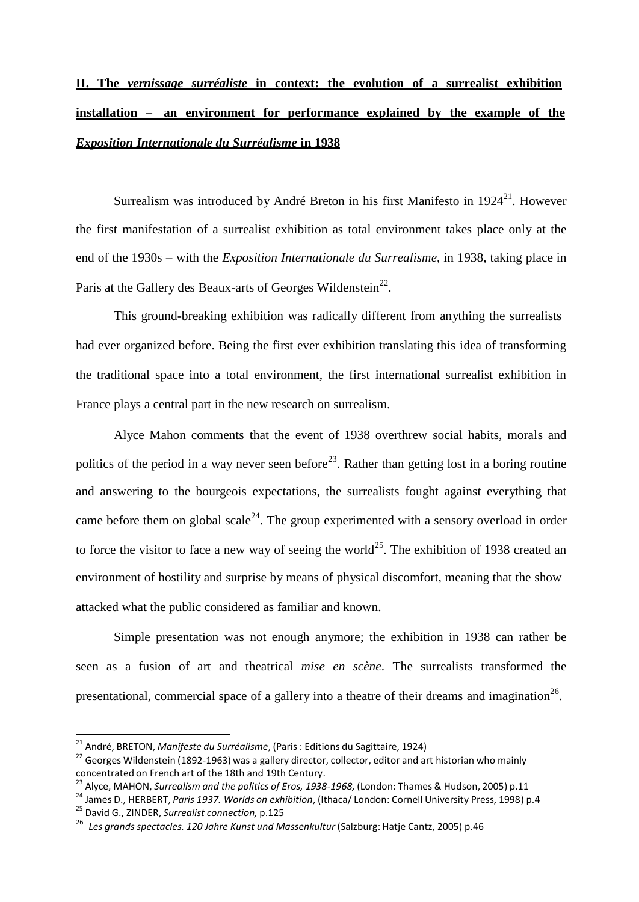## II. The *vernissage surréaliste* in context: the evolution of a surrealist exhibition installation – an environment for performance explained by the example of the *Exposition Internationale du Surréalisme* in 1938

Surrealism was introduced by André Breton in his first Manifesto in 1924[21]. However the first manifestation of a surrealist exhibition as total environment takes place only at the end of the 1930s – with the *Exposition Internationale du Surrealisme*, in 1938, taking place in Paris at the Gallery des Beaux-arts of Georges Wildenstein[22].

This ground-breaking exhibition was radically different from anything the surrealists had ever organized before. Being the first ever exhibition translating this idea of transforming the traditional space into a total environment, the first international surrealist exhibition in France plays a central part in the new research on surrealism.

Alyce Mahon comments that the event of 1938 overthrew social habits, morals and politics of the period in a way never seen before[23]. Rather than getting lost in a boring routine and answering to the bourgeois expectations, the surrealists fought against everything that came before them on global scale[24]. The group experimented with a sensory overload in order to force the visitor to face a new way of seeing the world[25]. The exhibition of 1938 created an environment of hostility and surprise by means of physical discomfort, meaning that the show attacked what the public considered as familiar and known.

Simple presentation was not enough anymore; the exhibition in 1938 can rather be seen as a fusion of art and theatrical *mise en scène*. The surrealists transformed the presentational, commercial space of a gallery into a theatre of their dreams and imagination[26].

---

[21] André, BRETON, *Manifeste du Surréalisme*, (Paris : Editions du Sagittaire, 1924)

[22] Georges Wildenstein (1892-1963) was a gallery director, collector, editor and art historian who mainly concentrated on French art of the 18th and 19th Century.

[23] Alyce, MAHON, *Surrealism and the politics of Eros, 1938-1968,* (London: Thames & Hudson, 2005) p.11

[24] James D., HERBERT, *Paris 1937. Worlds on exhibition*, (Ithaca/ London: Cornell University Press, 1998) p.4

[25] David G., ZINDER, *Surrealist connection,* p.125

[26] *Les grands spectacles. 120 Jahre Kunst und Massenkultur* (Salzburg: Hatje Cantz, 2005) p.46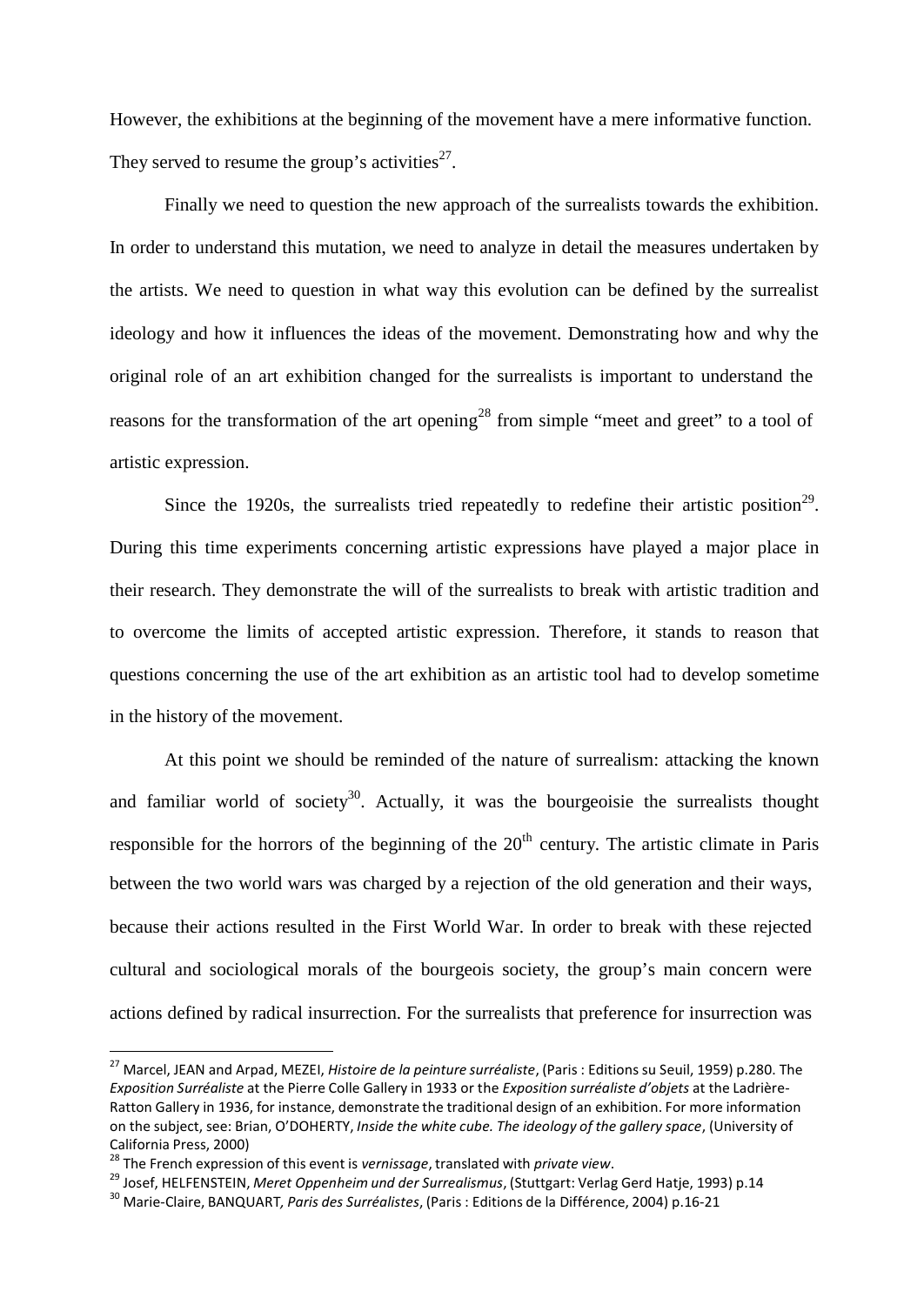However, the exhibitions at the beginning of the movement have a mere informative function. They served to resume the group's activities[27].

Finally we need to question the new approach of the surrealists towards the exhibition. In order to understand this mutation, we need to analyze in detail the measures undertaken by the artists. We need to question in what way this evolution can be defined by the surrealist ideology and how it influences the ideas of the movement. Demonstrating how and why the original role of an art exhibition changed for the surrealists is important to understand the reasons for the transformation of the art opening[28] from simple "meet and greet" to a tool of artistic expression.

Since the 1920s, the surrealists tried repeatedly to redefine their artistic position[29]. During this time experiments concerning artistic expressions have played a major place in their research. They demonstrate the will of the surrealists to break with artistic tradition and to overcome the limits of accepted artistic expression. Therefore, it stands to reason that questions concerning the use of the art exhibition as an artistic tool had to develop sometime in the history of the movement.

At this point we should be reminded of the nature of surrealism: attacking the known and familiar world of society[30]. Actually, it was the bourgeoisie the surrealists thought responsible for the horrors of the beginning of the 20th century. The artistic climate in Paris between the two world wars was charged by a rejection of the old generation and their ways, because their actions resulted in the First World War. In order to break with these rejected cultural and sociological morals of the bourgeois society, the group's main concern were actions defined by radical insurrection. For the surrealists that preference for insurrection was

---

[27] Marcel, JEAN and Arpad, MEZEI, *Histoire de la peinture surréaliste*, (Paris : Editions su Seuil, 1959) p.280. The *Exposition Surréaliste* at the Pierre Colle Gallery in 1933 or the *Exposition surréaliste d'objets* at the Ladrière-Ratton Gallery in 1936, for instance, demonstrate the traditional design of an exhibition. For more information on the subject, see: Brian, O'DOHERTY, *Inside the white cube. The ideology of the gallery space*, (University of California Press, 2000)

[28] The French expression of this event is *vernissage*, translated with *private view*.

[29] Josef, HELFENSTEIN, *Meret Oppenheim und der Surrealismus*, (Stuttgart: Verlag Gerd Hatje, 1993) p.14

[30] Marie-Claire, BANQUART*, Paris des Surréalistes*, (Paris : Editions de la Différence, 2004) p.16-21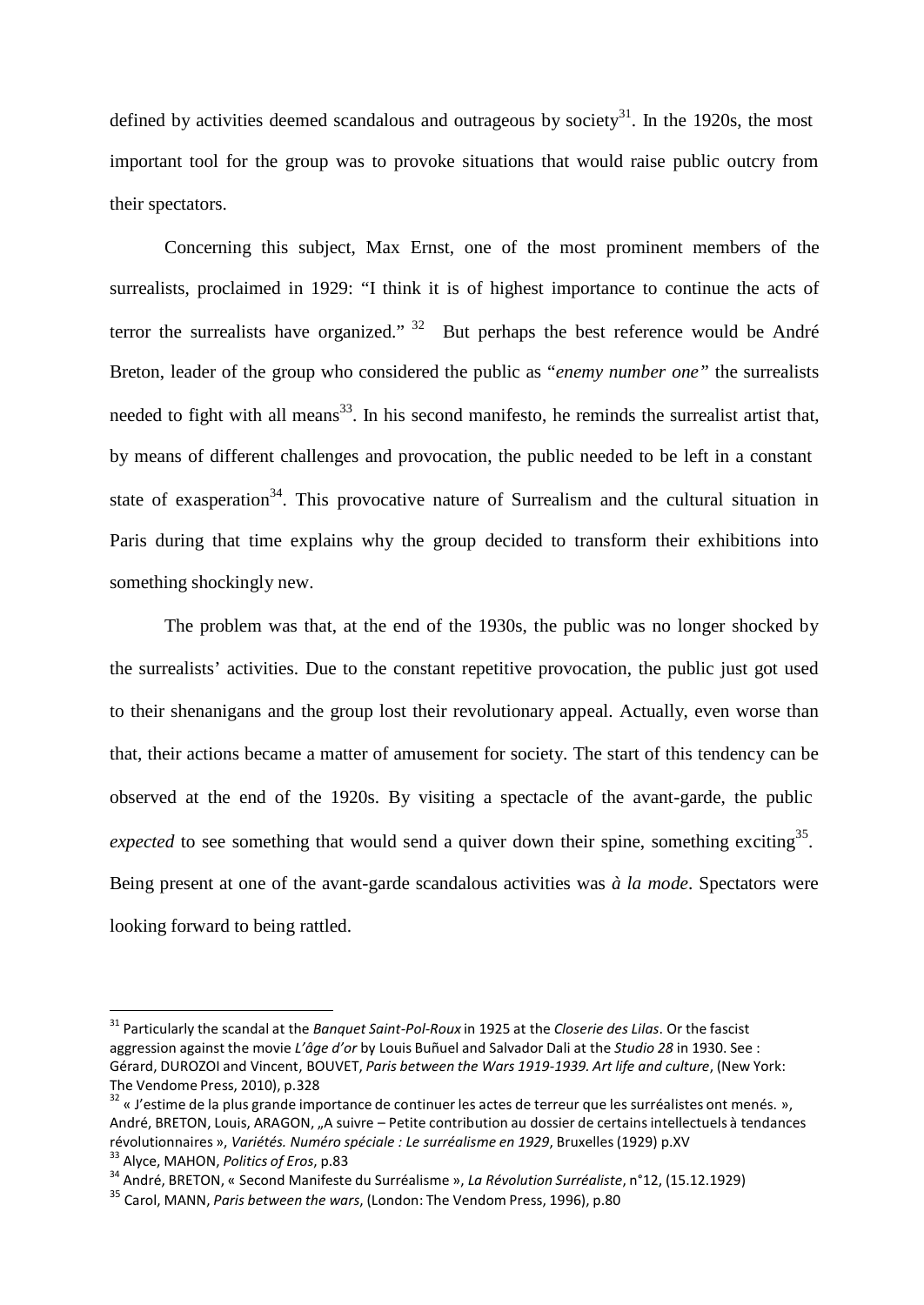defined by activities deemed scandalous and outrageous by society[31]. In the 1920s, the most important tool for the group was to provoke situations that would raise public outcry from their spectators.

Concerning this subject, Max Ernst, one of the most prominent members of the surrealists, proclaimed in 1929: "I think it is of highest importance to continue the acts of terror the surrealists have organized." [32] But perhaps the best reference would be André Breton, leader of the group who considered the public as "*enemy number one"* the surrealists needed to fight with all means[33]. In his second manifesto, he reminds the surrealist artist that, by means of different challenges and provocation, the public needed to be left in a constant state of exasperation[34]. This provocative nature of Surrealism and the cultural situation in Paris during that time explains why the group decided to transform their exhibitions into something shockingly new.

The problem was that, at the end of the 1930s, the public was no longer shocked by the surrealists' activities. Due to the constant repetitive provocation, the public just got used to their shenanigans and the group lost their revolutionary appeal. Actually, even worse than that, their actions became a matter of amusement for society. The start of this tendency can be observed at the end of the 1920s. By visiting a spectacle of the avant-garde, the public *expected* to see something that would send a quiver down their spine, something exciting[35]. Being present at one of the avant-garde scandalous activities was *à la mode*. Spectators were looking forward to being rattled.

---

[31] Particularly the scandal at the *Banquet Saint-Pol-Roux* in 1925 at the *Closerie des Lilas*. Or the fascist aggression against the movie *L'âge d'or* by Louis Buñuel and Salvador Dali at the *Studio 28* in 1930. See : Gérard, DUROZOI and Vincent, BOUVET, *Paris between the Wars 1919-1939. Art life and culture*, (New York: The Vendome Press, 2010), p.328

[32] « J'estime de la plus grande importance de continuer les actes de terreur que les surréalistes ont menés. », André, BRETON, Louis, ARAGON, „A suivre – Petite contribution au dossier de certains intellectuels à tendances révolutionnaires », *Variétés. Numéro spéciale : Le surréalisme en 1929*, Bruxelles (1929) p.XV

[33] Alyce, MAHON, *Politics of Eros*, p.83

[34] André, BRETON, « Second Manifeste du Surréalisme », *La Révolution Surréaliste*, n°12, (15.12.1929)

[35] Carol, MANN, *Paris between the wars*, (London: The Vendom Press, 1996), p.80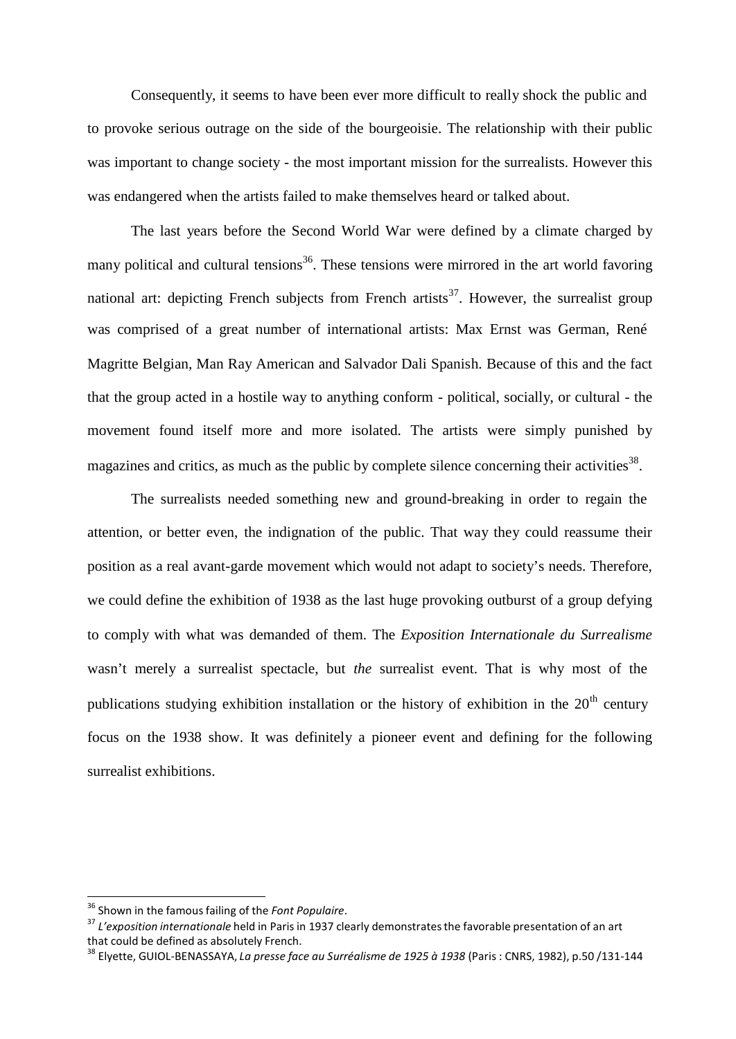Consequently, it seems to have been ever more difficult to really shock the public and to provoke serious outrage on the side of the bourgeoisie. The relationship with their public was important to change society - the most important mission for the surrealists. However this was endangered when the artists failed to make themselves heard or talked about.

The last years before the Second World War were defined by a climate charged by many political and cultural tensions[36]. These tensions were mirrored in the art world favoring national art: depicting French subjects from French artists[37]. However, the surrealist group was comprised of a great number of international artists: Max Ernst was German, René Magritte Belgian, Man Ray American and Salvador Dali Spanish. Because of this and the fact that the group acted in a hostile way to anything conform - political, socially, or cultural - the movement found itself more and more isolated. The artists were simply punished by magazines and critics, as much as the public by complete silence concerning their activities[38].

The surrealists needed something new and ground-breaking in order to regain the attention, or better even, the indignation of the public. That way they could reassume their position as a real avant-garde movement which would not adapt to society's needs. Therefore, we could define the exhibition of 1938 as the last huge provoking outburst of a group defying to comply with what was demanded of them. The *Exposition Internationale du Surrealisme* wasn't merely a surrealist spectacle, but *the* surrealist event. That is why most of the publications studying exhibition installation or the history of exhibition in the 20th century focus on the 1938 show. It was definitely a pioneer event and defining for the following surrealist exhibitions.

---

[36] Shown in the famous failing of the *Font Populaire*.

[37] *L'exposition internationale* held in Paris in 1937 clearly demonstrates the favorable presentation of an art that could be defined as absolutely French.

[38] Elyette, GUIOL-BENASSAYA, *La presse face au Surréalisme de 1925 à 1938* (Paris : CNRS, 1982), p.50 /131-144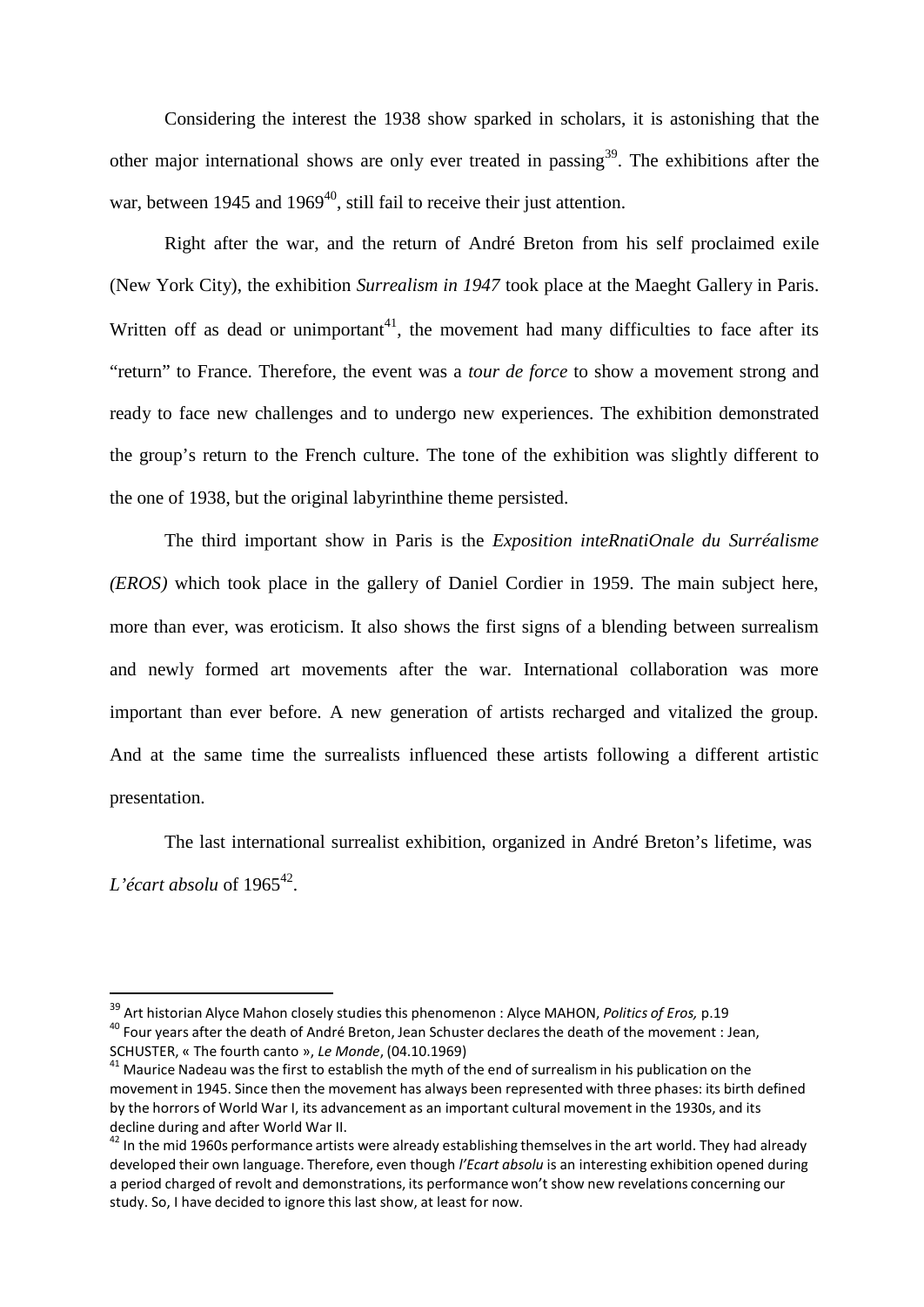Considering the interest the 1938 show sparked in scholars, it is astonishing that the other major international shows are only ever treated in passing[39]. The exhibitions after the war, between 1945 and 1969[40], still fail to receive their just attention.

Right after the war, and the return of André Breton from his self proclaimed exile (New York City), the exhibition *Surrealism in 1947* took place at the Maeght Gallery in Paris. Written off as dead or unimportant[41], the movement had many difficulties to face after its "return" to France. Therefore, the event was a *tour de force* to show a movement strong and ready to face new challenges and to undergo new experiences. The exhibition demonstrated the group's return to the French culture. The tone of the exhibition was slightly different to the one of 1938, but the original labyrinthine theme persisted.

The third important show in Paris is the *Exposition inteRnatiOnale du Surréalisme (EROS)* which took place in the gallery of Daniel Cordier in 1959. The main subject here, more than ever, was eroticism. It also shows the first signs of a blending between surrealism and newly formed art movements after the war. International collaboration was more important than ever before. A new generation of artists recharged and vitalized the group. And at the same time the surrealists influenced these artists following a different artistic presentation.

The last international surrealist exhibition, organized in André Breton's lifetime, was *L'écart absolu* of 1965[42].

---

[39] Art historian Alyce Mahon closely studies this phenomenon : Alyce MAHON, *Politics of Eros,* p.19

[40] Four years after the death of André Breton, Jean Schuster declares the death of the movement : Jean, SCHUSTER, « The fourth canto », *Le Monde*, (04.10.1969)

[41] Maurice Nadeau was the first to establish the myth of the end of surrealism in his publication on the movement in 1945. Since then the movement has always been represented with three phases: its birth defined by the horrors of World War I, its advancement as an important cultural movement in the 1930s, and its decline during and after World War II.

[42] In the mid 1960s performance artists were already establishing themselves in the art world. They had already developed their own language. Therefore, even though *l'Ecart absolu* is an interesting exhibition opened during a period charged of revolt and demonstrations, its performance won't show new revelations concerning our study. So, I have decided to ignore this last show, at least for now.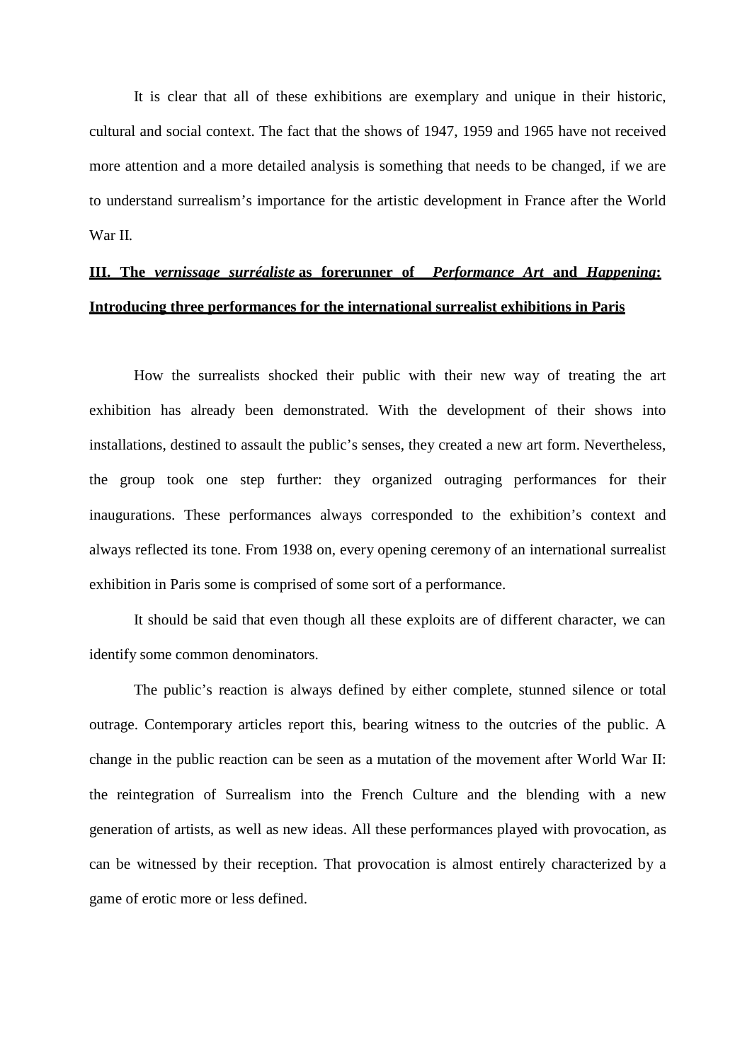It is clear that all of these exhibitions are exemplary and unique in their historic, cultural and social context. The fact that the shows of 1947, 1959 and 1965 have not received more attention and a more detailed analysis is something that needs to be changed, if we are to understand surrealism's importance for the artistic development in France after the World War II.

## III. The *vernissage surréaliste* as forerunner of *Performance Art* and *Happening*: Introducing three performances for the international surrealist exhibitions in Paris

How the surrealists shocked their public with their new way of treating the art exhibition has already been demonstrated. With the development of their shows into installations, destined to assault the public's senses, they created a new art form. Nevertheless, the group took one step further: they organized outraging performances for their inaugurations. These performances always corresponded to the exhibition's context and always reflected its tone. From 1938 on, every opening ceremony of an international surrealist exhibition in Paris some is comprised of some sort of a performance.

It should be said that even though all these exploits are of different character, we can identify some common denominators.

The public's reaction is always defined by either complete, stunned silence or total outrage. Contemporary articles report this, bearing witness to the outcries of the public. A change in the public reaction can be seen as a mutation of the movement after World War II: the reintegration of Surrealism into the French Culture and the blending with a new generation of artists, as well as new ideas. All these performances played with provocation, as can be witnessed by their reception. That provocation is almost entirely characterized by a game of erotic more or less defined.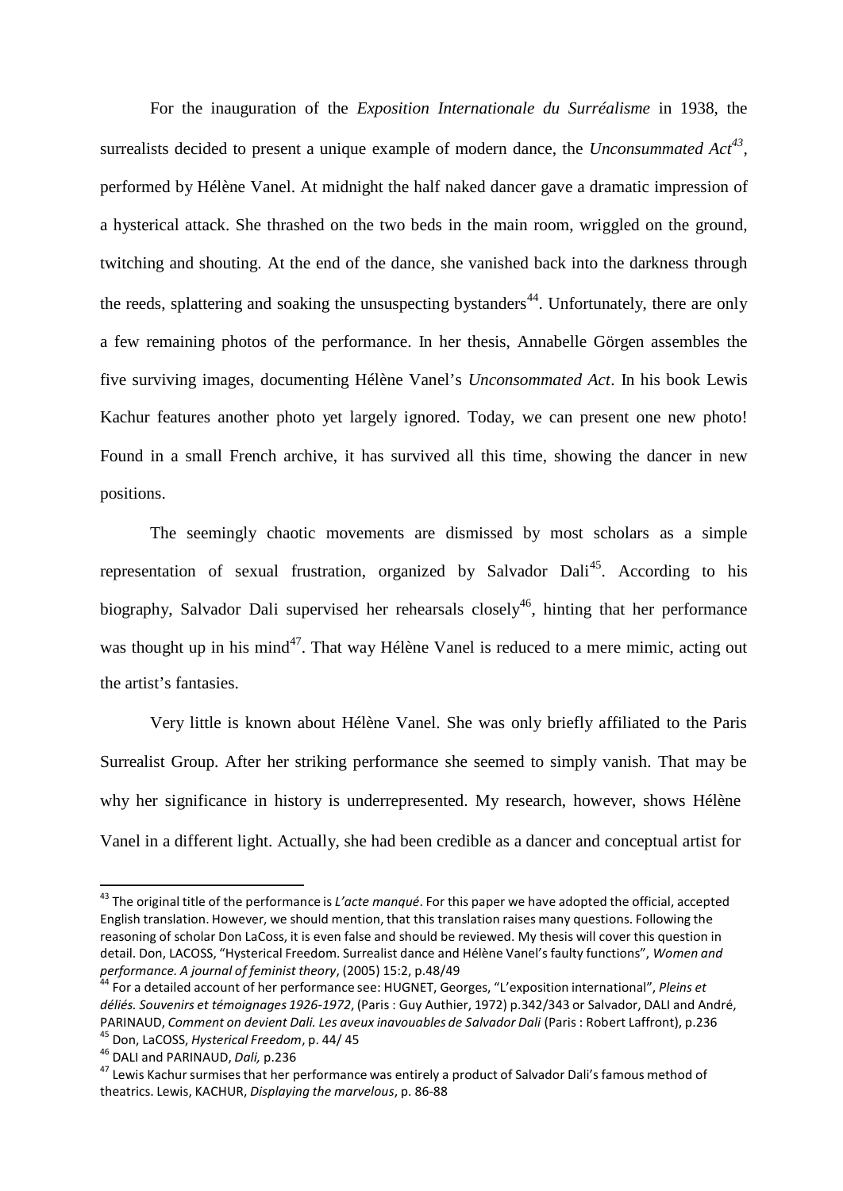For the inauguration of the *Exposition Internationale du Surréalisme* in 1938, the surrealists decided to present a unique example of modern dance, the *Unconsummated Act*[43], performed by Hélène Vanel. At midnight the half naked dancer gave a dramatic impression of a hysterical attack. She thrashed on the two beds in the main room, wriggled on the ground, twitching and shouting. At the end of the dance, she vanished back into the darkness through the reeds, splattering and soaking the unsuspecting bystanders[44]. Unfortunately, there are only a few remaining photos of the performance. In her thesis, Annabelle Görgen assembles the five surviving images, documenting Hélène Vanel's *Unconsommated Act*. In his book Lewis Kachur features another photo yet largely ignored. Today, we can present one new photo! Found in a small French archive, it has survived all this time, showing the dancer in new positions.

The seemingly chaotic movements are dismissed by most scholars as a simple representation of sexual frustration, organized by Salvador Dali[45]. According to his biography, Salvador Dali supervised her rehearsals closely[46], hinting that her performance was thought up in his mind[47]. That way Hélène Vanel is reduced to a mere mimic, acting out the artist's fantasies.

Very little is known about Hélène Vanel. She was only briefly affiliated to the Paris Surrealist Group. After her striking performance she seemed to simply vanish. That may be why her significance in history is underrepresented. My research, however, shows Hélène Vanel in a different light. Actually, she had been credible as a dancer and conceptual artist for

---

[43] The original title of the performance is *L'acte manqué*. For this paper we have adopted the official, accepted English translation. However, we should mention, that this translation raises many questions. Following the reasoning of scholar Don LaCoss, it is even false and should be reviewed. My thesis will cover this question in detail. Don, LACOSS, "Hysterical Freedom. Surrealist dance and Hélène Vanel's faulty functions", *Women and performance. A journal of feminist theory*, (2005) 15:2, p.48/49

[44] For a detailed account of her performance see: HUGNET, Georges, "L'exposition international", *Pleins et déliés. Souvenirs et témoignages 1926-1972*, (Paris : Guy Authier, 1972) p.342/343 or Salvador, DALI and André, PARINAUD, *Comment on devient Dali. Les aveux inavouables de Salvador Dali* (Paris : Robert Laffront), p.236

[45] Don, LaCOSS, *Hysterical Freedom*, p. 44/ 45

[46] DALI and PARINAUD, *Dali,* p.236

[47] Lewis Kachur surmises that her performance was entirely a product of Salvador Dali's famous method of theatrics. Lewis, KACHUR, *Displaying the marvelous*, p. 86-88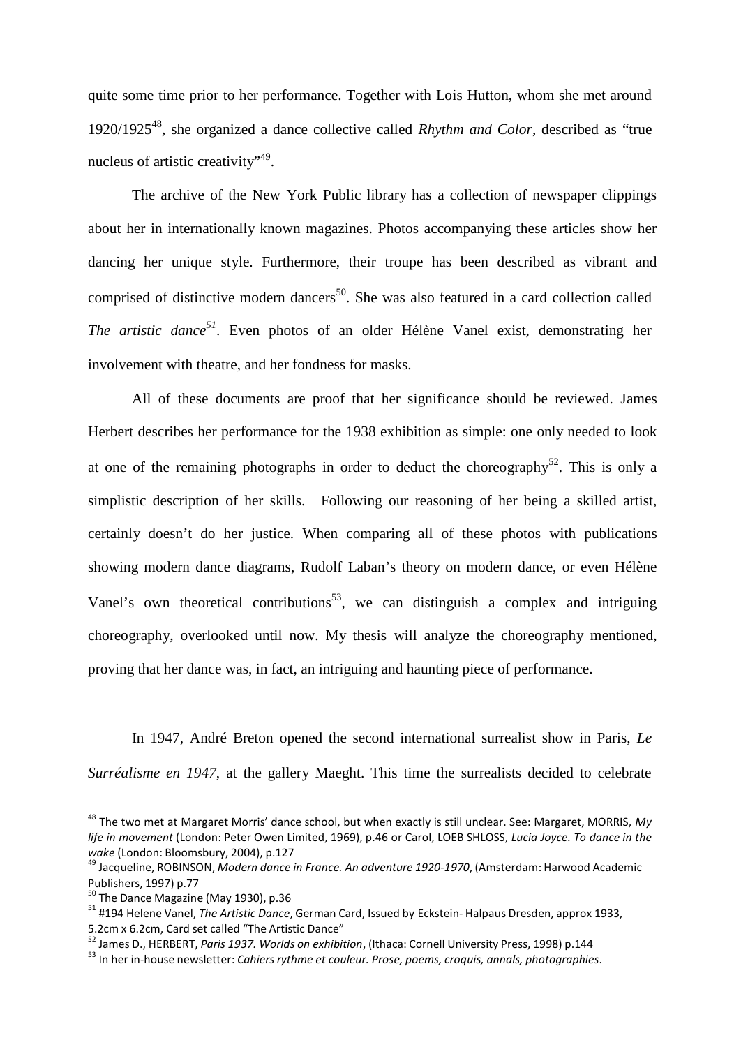quite some time prior to her performance. Together with Lois Hutton, whom she met around 1920/1925[48], she organized a dance collective called *Rhythm and Color*, described as "true nucleus of artistic creativity"[49].

The archive of the New York Public library has a collection of newspaper clippings about her in internationally known magazines. Photos accompanying these articles show her dancing her unique style. Furthermore, their troupe has been described as vibrant and comprised of distinctive modern dancers[50]. She was also featured in a card collection called *The artistic dance*[51]. Even photos of an older Hélène Vanel exist, demonstrating her involvement with theatre, and her fondness for masks.

All of these documents are proof that her significance should be reviewed. James Herbert describes her performance for the 1938 exhibition as simple: one only needed to look at one of the remaining photographs in order to deduct the choreography[52]. This is only a simplistic description of her skills. Following our reasoning of her being a skilled artist, certainly doesn't do her justice. When comparing all of these photos with publications showing modern dance diagrams, Rudolf Laban's theory on modern dance, or even Hélène Vanel's own theoretical contributions[53], we can distinguish a complex and intriguing choreography, overlooked until now. My thesis will analyze the choreography mentioned, proving that her dance was, in fact, an intriguing and haunting piece of performance.

In 1947, André Breton opened the second international surrealist show in Paris, *Le Surréalisme en 1947*, at the gallery Maeght. This time the surrealists decided to celebrate

---

[48] The two met at Margaret Morris' dance school, but when exactly is still unclear. See: Margaret, MORRIS, *My life in movement* (London: Peter Owen Limited, 1969), p.46 or Carol, LOEB SHLOSS, *Lucia Joyce. To dance in the wake* (London: Bloomsbury, 2004), p.127

[49] Jacqueline, ROBINSON, *Modern dance in France. An adventure 1920-1970*, (Amsterdam: Harwood Academic Publishers, 1997) p.77

[50] The Dance Magazine (May 1930), p.36

[51] #194 Helene Vanel, *The Artistic Dance*, German Card, Issued by Eckstein- Halpaus Dresden, approx 1933, 5.2cm x 6.2cm, Card set called "The Artistic Dance"

[52] James D., HERBERT, *Paris 1937. Worlds on exhibition*, (Ithaca: Cornell University Press, 1998) p.144

[53] In her in-house newsletter: *Cahiers rythme et couleur. Prose, poems, croquis, annals, photographies*.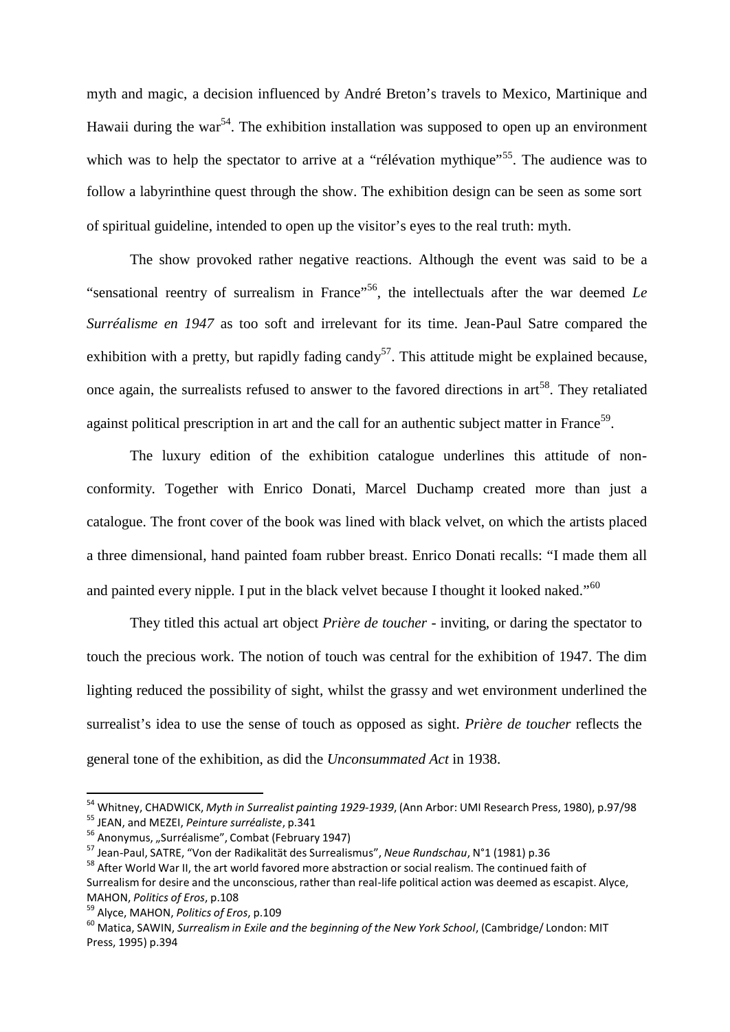myth and magic, a decision influenced by André Breton's travels to Mexico, Martinique and Hawaii during the war[54]. The exhibition installation was supposed to open up an environment which was to help the spectator to arrive at a "rélévation mythique"[55]. The audience was to follow a labyrinthine quest through the show. The exhibition design can be seen as some sort of spiritual guideline, intended to open up the visitor's eyes to the real truth: myth.

The show provoked rather negative reactions. Although the event was said to be a "sensational reentry of surrealism in France"[56], the intellectuals after the war deemed *Le Surréalisme en 1947* as too soft and irrelevant for its time. Jean-Paul Satre compared the exhibition with a pretty, but rapidly fading candy[57]. This attitude might be explained because, once again, the surrealists refused to answer to the favored directions in art[58]. They retaliated against political prescription in art and the call for an authentic subject matter in France[59].

The luxury edition of the exhibition catalogue underlines this attitude of non-conformity. Together with Enrico Donati, Marcel Duchamp created more than just a catalogue. The front cover of the book was lined with black velvet, on which the artists placed a three dimensional, hand painted foam rubber breast. Enrico Donati recalls: "I made them all and painted every nipple. I put in the black velvet because I thought it looked naked."[60]

They titled this actual art object *Prière de toucher* - inviting, or daring the spectator to touch the precious work. The notion of touch was central for the exhibition of 1947. The dim lighting reduced the possibility of sight, whilst the grassy and wet environment underlined the surrealist's idea to use the sense of touch as opposed as sight. *Prière de toucher* reflects the general tone of the exhibition, as did the *Unconsummated Act* in 1938.

---

[54] Whitney, CHADWICK, *Myth in Surrealist painting 1929-1939*, (Ann Arbor: UMI Research Press, 1980), p.97/98

[55] JEAN, and MEZEI, *Peinture surréaliste*, p.341

[56] Anonymus, „Surréalisme", Combat (February 1947)

[57] Jean-Paul, SATRE, "Von der Radikalität des Surrealismus", *Neue Rundschau*, N°1 (1981) p.36

[58] After World War II, the art world favored more abstraction or social realism. The continued faith of Surrealism for desire and the unconscious, rather than real-life political action was deemed as escapist. Alyce, MAHON, *Politics of Eros*, p.108

[59] Alyce, MAHON, *Politics of Eros*, p.109

[60] Matica, SAWIN, *Surrealism in Exile and the beginning of the New York School*, (Cambridge/ London: MIT Press, 1995) p.394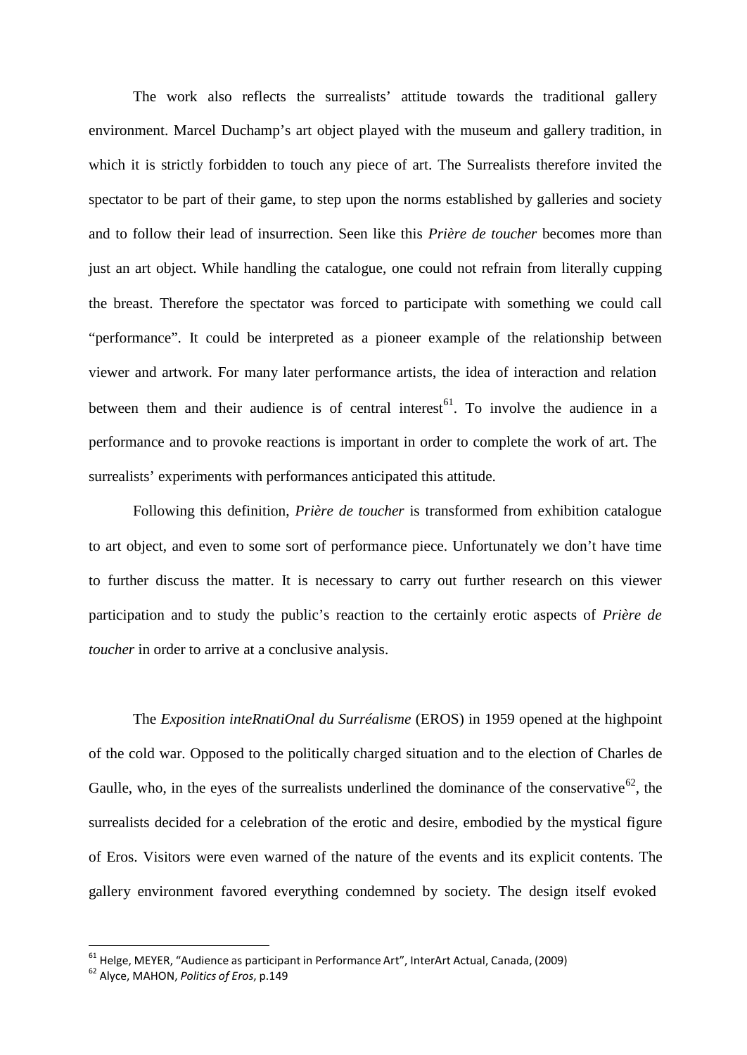The work also reflects the surrealists' attitude towards the traditional gallery environment. Marcel Duchamp's art object played with the museum and gallery tradition, in which it is strictly forbidden to touch any piece of art. The Surrealists therefore invited the spectator to be part of their game, to step upon the norms established by galleries and society and to follow their lead of insurrection. Seen like this *Prière de toucher* becomes more than just an art object. While handling the catalogue, one could not refrain from literally cupping the breast. Therefore the spectator was forced to participate with something we could call "performance". It could be interpreted as a pioneer example of the relationship between viewer and artwork. For many later performance artists, the idea of interaction and relation between them and their audience is of central interest[61]. To involve the audience in a performance and to provoke reactions is important in order to complete the work of art. The surrealists' experiments with performances anticipated this attitude.

Following this definition, *Prière de toucher* is transformed from exhibition catalogue to art object, and even to some sort of performance piece. Unfortunately we don't have time to further discuss the matter. It is necessary to carry out further research on this viewer participation and to study the public's reaction to the certainly erotic aspects of *Prière de toucher* in order to arrive at a conclusive analysis.

The *Exposition inteRnatiOnal du Surréalisme* (EROS) in 1959 opened at the highpoint of the cold war. Opposed to the politically charged situation and to the election of Charles de Gaulle, who, in the eyes of the surrealists underlined the dominance of the conservative[62], the surrealists decided for a celebration of the erotic and desire, embodied by the mystical figure of Eros. Visitors were even warned of the nature of the events and its explicit contents. The gallery environment favored everything condemned by society. The design itself evoked

---

[61] Helge, MEYER, "Audience as participant in Performance Art", InterArt Actual, Canada, (2009)

[62] Alyce, MAHON, *Politics of Eros*, p.149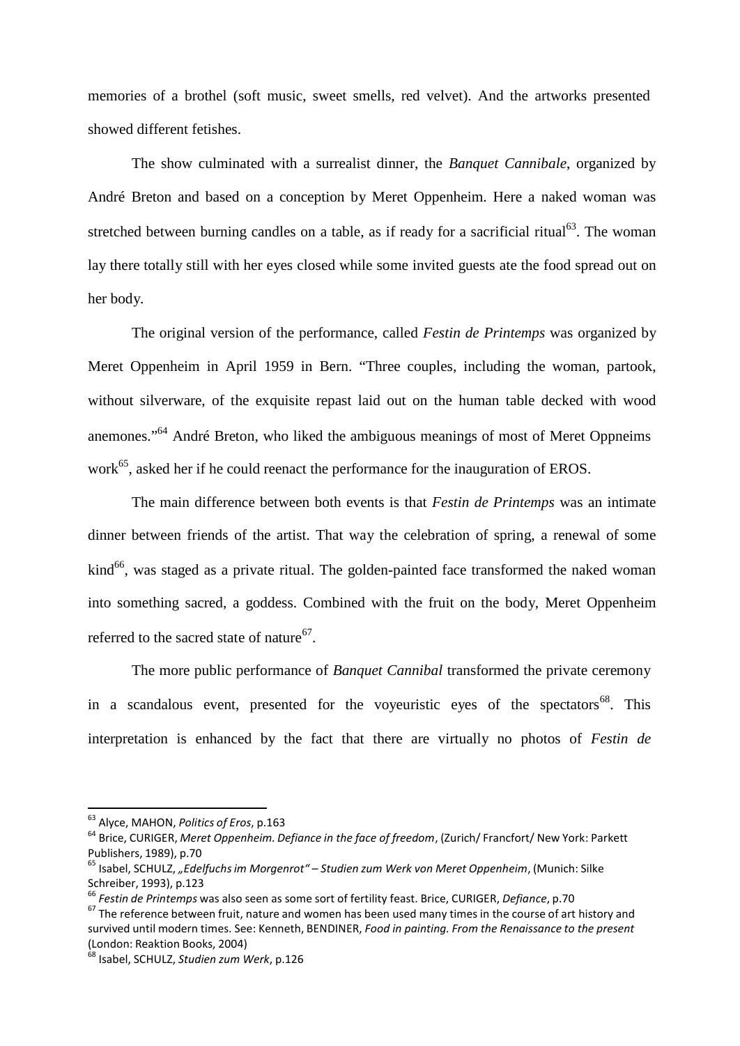memories of a brothel (soft music, sweet smells, red velvet). And the artworks presented showed different fetishes.

The show culminated with a surrealist dinner, the *Banquet Cannibale*, organized by André Breton and based on a conception by Meret Oppenheim. Here a naked woman was stretched between burning candles on a table, as if ready for a sacrificial ritual[63]. The woman lay there totally still with her eyes closed while some invited guests ate the food spread out on her body.

The original version of the performance, called *Festin de Printemps* was organized by Meret Oppenheim in April 1959 in Bern. "Three couples, including the woman, partook, without silverware, of the exquisite repast laid out on the human table decked with wood anemones."[64] André Breton, who liked the ambiguous meanings of most of Meret Oppneims work[65], asked her if he could reenact the performance for the inauguration of EROS.

The main difference between both events is that *Festin de Printemps* was an intimate dinner between friends of the artist. That way the celebration of spring, a renewal of some kind[66], was staged as a private ritual. The golden-painted face transformed the naked woman into something sacred, a goddess. Combined with the fruit on the body, Meret Oppenheim referred to the sacred state of nature[67].

The more public performance of *Banquet Cannibal* transformed the private ceremony in a scandalous event, presented for the voyeuristic eyes of the spectators[68]. This interpretation is enhanced by the fact that there are virtually no photos of *Festin de*

---

[63] Alyce, MAHON, *Politics of Eros*, p.163

[64] Brice, CURIGER, *Meret Oppenheim. Defiance in the face of freedom*, (Zurich/ Francfort/ New York: Parkett Publishers, 1989), p.70

[65] Isabel, SCHULZ, *„Edelfuchs im Morgenrot" – Studien zum Werk von Meret Oppenheim*, (Munich: Silke Schreiber, 1993), p.123

[66] *Festin de Printemps* was also seen as some sort of fertility feast. Brice, CURIGER, *Defiance*, p.70

[67] The reference between fruit, nature and women has been used many times in the course of art history and survived until modern times. See: Kenneth, BENDINER, *Food in painting. From the Renaissance to the present* (London: Reaktion Books, 2004)

[68] Isabel, SCHULZ, *Studien zum Werk*, p.126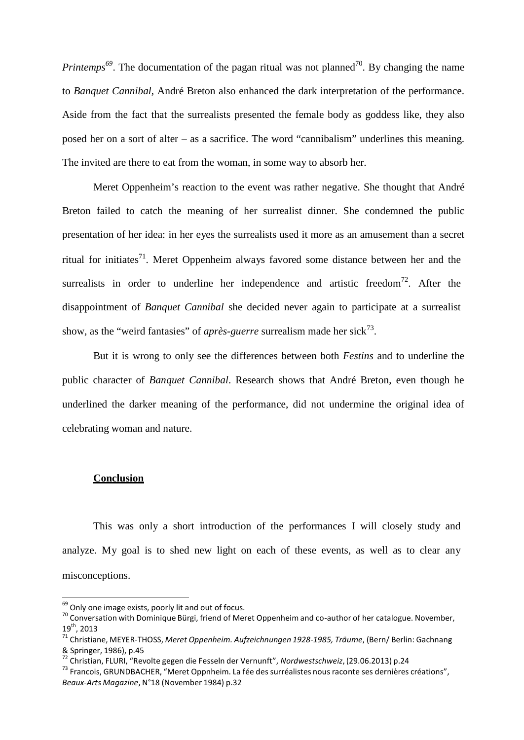*Printemps*[69]. The documentation of the pagan ritual was not planned[70]. By changing the name to *Banquet Cannibal*, André Breton also enhanced the dark interpretation of the performance. Aside from the fact that the surrealists presented the female body as goddess like, they also posed her on a sort of alter – as a sacrifice. The word "cannibalism" underlines this meaning. The invited are there to eat from the woman, in some way to absorb her.

Meret Oppenheim's reaction to the event was rather negative. She thought that André Breton failed to catch the meaning of her surrealist dinner. She condemned the public presentation of her idea: in her eyes the surrealists used it more as an amusement than a secret ritual for initiates[71]. Meret Oppenheim always favored some distance between her and the surrealists in order to underline her independence and artistic freedom[72]. After the disappointment of *Banquet Cannibal* she decided never again to participate at a surrealist show, as the "weird fantasies" of *après-guerre* surrealism made her sick[73].

But it is wrong to only see the differences between both *Festins* and to underline the public character of *Banquet Cannibal*. Research shows that André Breton, even though he underlined the darker meaning of the performance, did not undermine the original idea of celebrating woman and nature.

## Conclusion

This was only a short introduction of the performances I will closely study and analyze. My goal is to shed new light on each of these events, as well as to clear any misconceptions.

---

[69] Only one image exists, poorly lit and out of focus.

[70] Conversation with Dominique Bürgi, friend of Meret Oppenheim and co-author of her catalogue. November, 19th, 2013

[71] Christiane, MEYER-THOSS, *Meret Oppenheim. Aufzeichnungen 1928-1985, Träume*, (Bern/ Berlin: Gachnang & Springer, 1986), p.45

[72] Christian, FLURI, "Revolte gegen die Fesseln der Vernunft", *Nordwestschweiz*, (29.06.2013) p.24

[73] Francois, GRUNDBACHER, "Meret Oppnheim. La fée des surréalistes nous raconte ses dernières créations", *Beaux-Arts Magazine*, N°18 (November 1984) p.32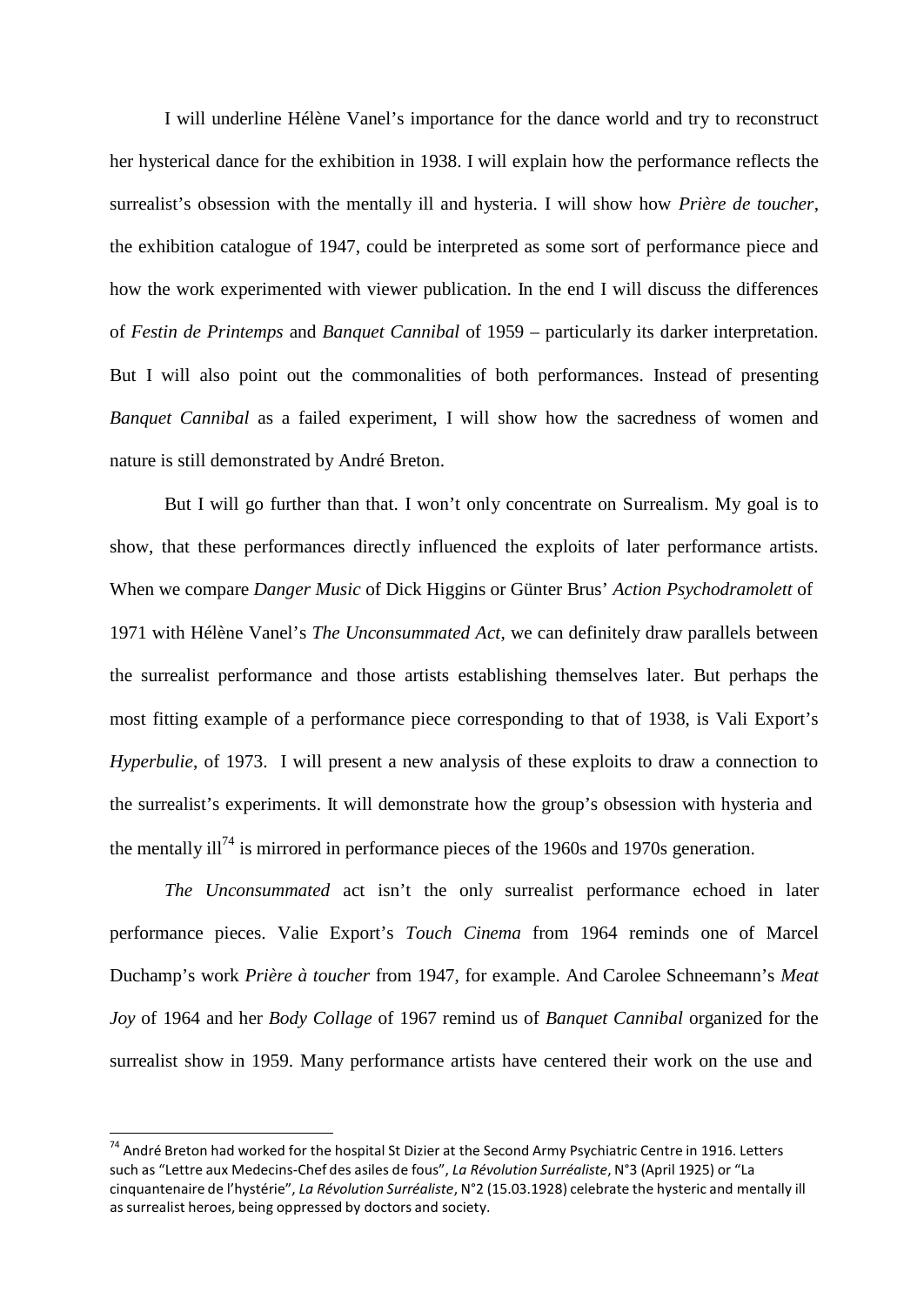I will underline Hélène Vanel's importance for the dance world and try to reconstruct her hysterical dance for the exhibition in 1938. I will explain how the performance reflects the surrealist's obsession with the mentally ill and hysteria. I will show how *Prière de toucher*, the exhibition catalogue of 1947, could be interpreted as some sort of performance piece and how the work experimented with viewer publication. In the end I will discuss the differences of *Festin de Printemps* and *Banquet Cannibal* of 1959 – particularly its darker interpretation. But I will also point out the commonalities of both performances. Instead of presenting *Banquet Cannibal* as a failed experiment, I will show how the sacredness of women and nature is still demonstrated by André Breton.

But I will go further than that. I won't only concentrate on Surrealism. My goal is to show, that these performances directly influenced the exploits of later performance artists. When we compare *Danger Music* of Dick Higgins or Günter Brus' *Action Psychodramolett* of 1971 with Hélène Vanel's *The Unconsummated Act*, we can definitely draw parallels between the surrealist performance and those artists establishing themselves later. But perhaps the most fitting example of a performance piece corresponding to that of 1938, is Vali Export's *Hyperbulie*, of 1973. I will present a new analysis of these exploits to draw a connection to the surrealist's experiments. It will demonstrate how the group's obsession with hysteria and the mentally ill[74] is mirrored in performance pieces of the 1960s and 1970s generation.

*The Unconsummated* act isn't the only surrealist performance echoed in later performance pieces. Valie Export's *Touch Cinema* from 1964 reminds one of Marcel Duchamp's work *Prière à toucher* from 1947, for example. And Carolee Schneemann's *Meat Joy* of 1964 and her *Body Collage* of 1967 remind us of *Banquet Cannibal* organized for the surrealist show in 1959. Many performance artists have centered their work on the use and

---

[74] André Breton had worked for the hospital St Dizier at the Second Army Psychiatric Centre in 1916. Letters such as "Lettre aux Medecins-Chef des asiles de fous", *La Révolution Surréaliste*, N°3 (April 1925) or "La cinquantenaire de l'hystérie", *La Révolution Surréaliste*, N°2 (15.03.1928) celebrate the hysteric and mentally ill as surrealist heroes, being oppressed by doctors and society.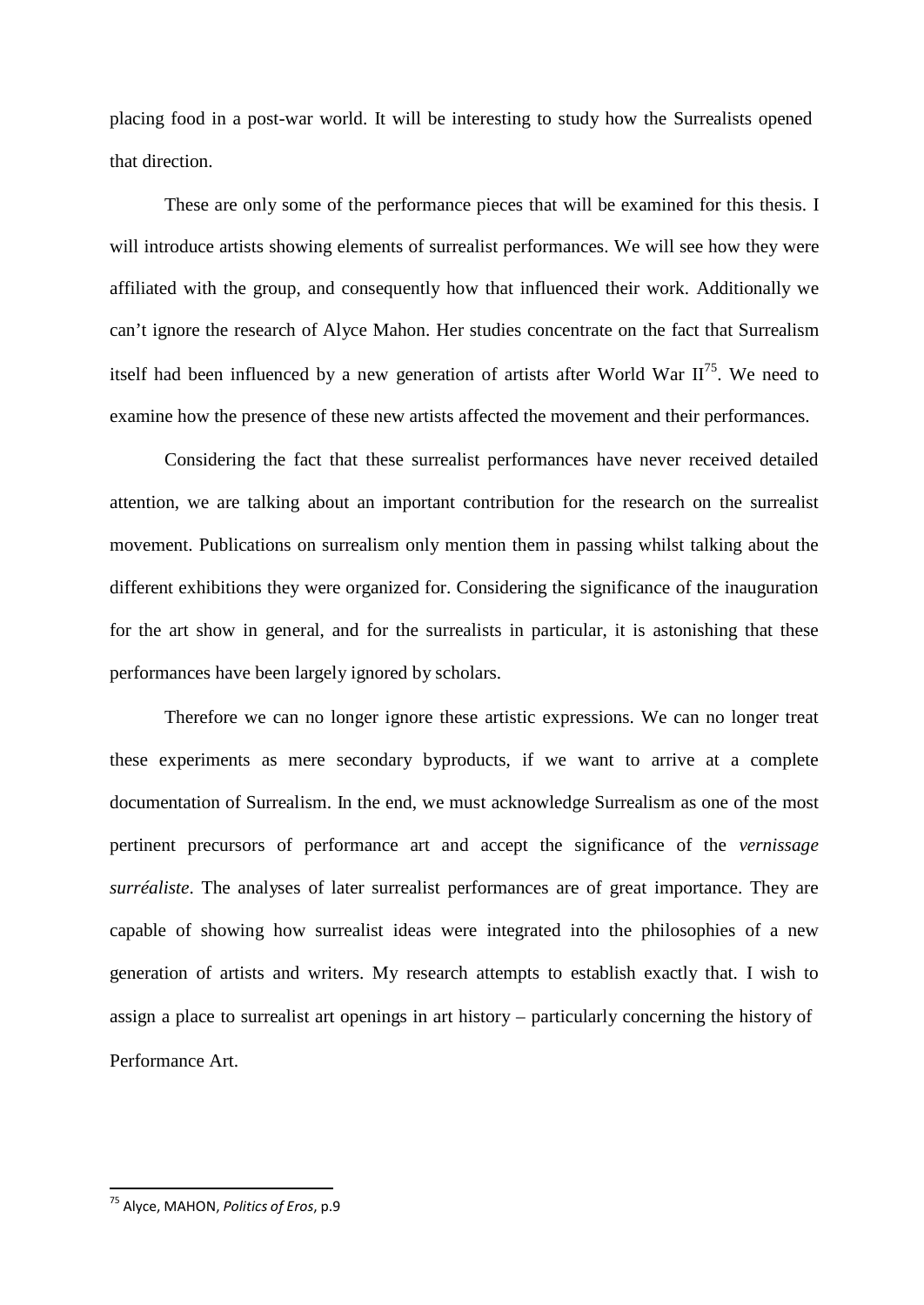placing food in a post-war world. It will be interesting to study how the Surrealists opened that direction.

These are only some of the performance pieces that will be examined for this thesis. I will introduce artists showing elements of surrealist performances. We will see how they were affiliated with the group, and consequently how that influenced their work. Additionally we can't ignore the research of Alyce Mahon. Her studies concentrate on the fact that Surrealism itself had been influenced by a new generation of artists after World War II[75]. We need to examine how the presence of these new artists affected the movement and their performances.

Considering the fact that these surrealist performances have never received detailed attention, we are talking about an important contribution for the research on the surrealist movement. Publications on surrealism only mention them in passing whilst talking about the different exhibitions they were organized for. Considering the significance of the inauguration for the art show in general, and for the surrealists in particular, it is astonishing that these performances have been largely ignored by scholars.

Therefore we can no longer ignore these artistic expressions. We can no longer treat these experiments as mere secondary byproducts, if we want to arrive at a complete documentation of Surrealism. In the end, we must acknowledge Surrealism as one of the most pertinent precursors of performance art and accept the significance of the *vernissage surréaliste*. The analyses of later surrealist performances are of great importance. They are capable of showing how surrealist ideas were integrated into the philosophies of a new generation of artists and writers. My research attempts to establish exactly that. I wish to assign a place to surrealist art openings in art history – particularly concerning the history of Performance Art.

---

[75] Alyce, MAHON, *Politics of Eros*, p.9